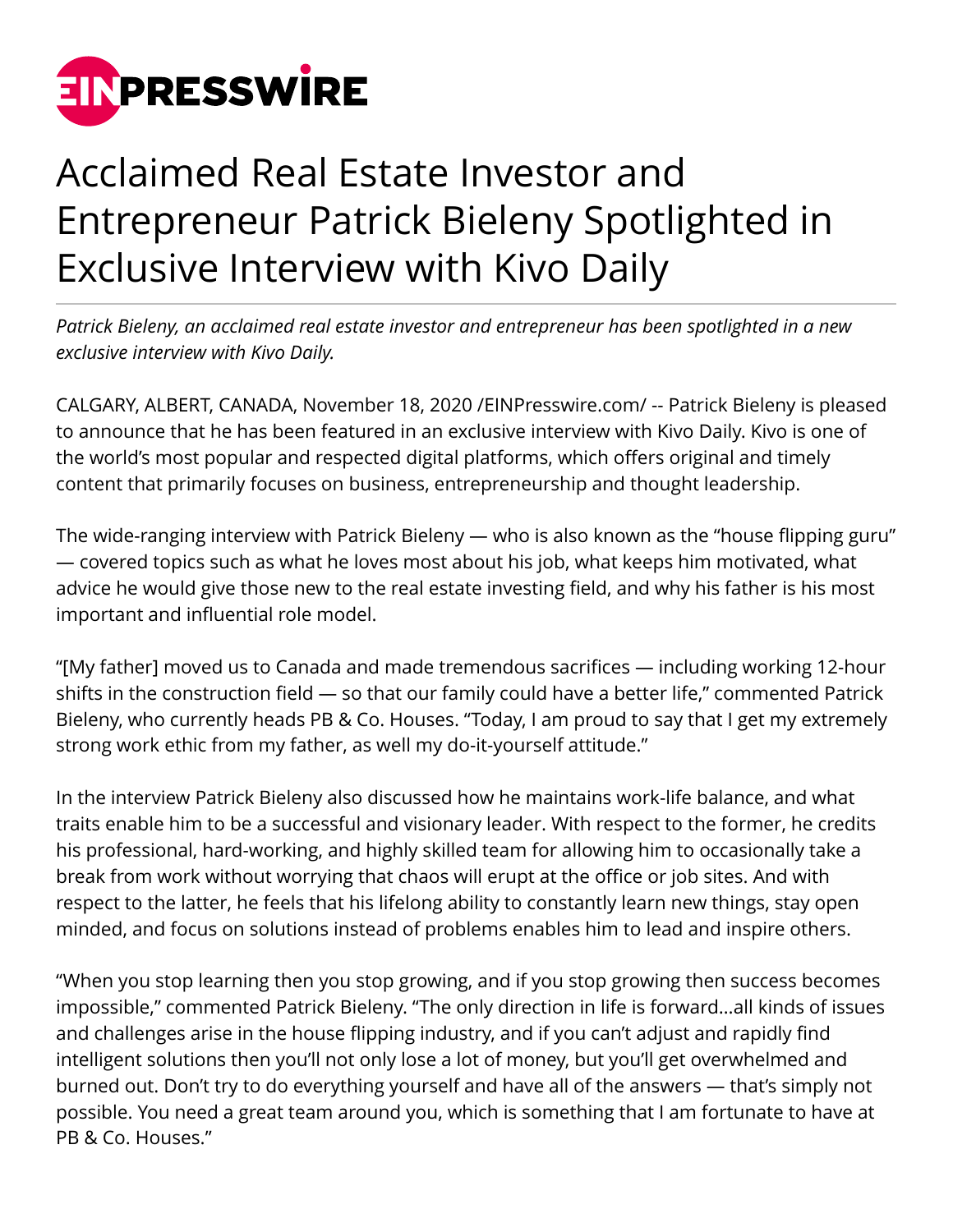# Acclaimed Real Estate Investor and Entrepreneur Patrick Bieleny Spotlighted in Exclusive Interview with Kivo Daily

*Patrick Bieleny, an acclaimed real estate investor and entrepreneur has been spotlighted in a new exclusive interview with Kivo Daily.*

CALGARY, ALBERT, CANADA, November 18, 2020 /EINPresswire.com/ -- Patrick Bieleny is pleased to announce that he has been featured in an exclusive interview with Kivo Daily. Kivo is one of the world's most popular and respected digital platforms, which offers original and timely content that primarily focuses on business, entrepreneurship and thought leadership.

The wide-ranging interview with Patrick Bieleny — who is also known as the "house flipping guru" — covered topics such as what he loves most about his job, what keeps him motivated, what advice he would give those new to the real estate investing field, and why his father is his most important and influential role model.

"[My father] moved us to Canada and made tremendous sacrifices — including working 12-hour shifts in the construction field — so that our family could have a better life," commented Patrick Bieleny, who currently heads PB & Co. Houses. "Today, I am proud to say that I get my extremely strong work ethic from my father, as well my do-it-yourself attitude."

In the interview Patrick Bieleny also discussed how he maintains work-life balance, and what traits enable him to be a successful and visionary leader. With respect to the former, he credits his professional, hard-working, and highly skilled team for allowing him to occasionally take a break from work without worrying that chaos will erupt at the office or job sites. And with respect to the latter, he feels that his lifelong ability to constantly learn new things, stay open minded, and focus on solutions instead of problems enables him to lead and inspire others.

"When you stop learning then you stop growing, and if you stop growing then success becomes impossible," commented Patrick Bieleny. "The only direction in life is forward…all kinds of issues and challenges arise in the house flipping industry, and if you can't adjust and rapidly find intelligent solutions then you'll not only lose a lot of money, but you'll get overwhelmed and burned out. Don't try to do everything yourself and have all of the answers — that's simply not possible. You need a great team around you, which is something that I am fortunate to have at PB & Co. Houses."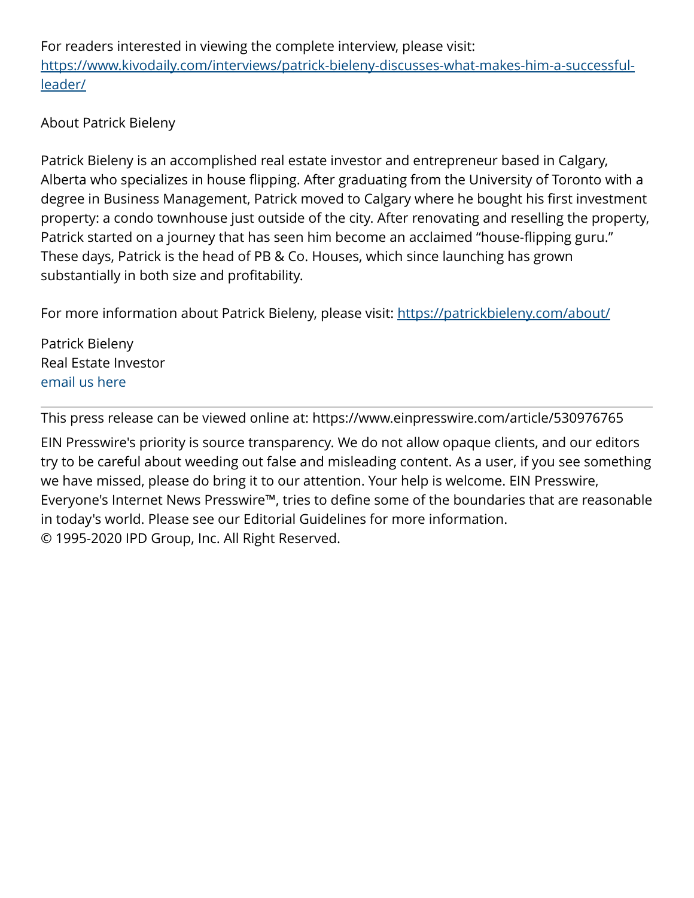For readers interested in viewing the complete interview, please visit: https://www.kivodaily.com/interviews/patrick-bieleny-discusses-what-makes-him-a-successful-leader/

About Patrick Bieleny

Patrick Bieleny is an accomplished real estate investor and entrepreneur based in Calgary, Alberta who specializes in house flipping. After graduating from the University of Toronto with a degree in Business Management, Patrick moved to Calgary where he bought his first investment property: a condo townhouse just outside of the city. After renovating and reselling the property, Patrick started on a journey that has seen him become an acclaimed "house-flipping guru." These days, Patrick is the head of PB & Co. Houses, which since launching has grown substantially in both size and profitability.

For more information about Patrick Bieleny, please visit: https://patrickbieleny.com/about/

Patrick Bieleny
Real Estate Investor
email us here

---

This press release can be viewed online at: https://www.einpresswire.com/article/530976765

EIN Presswire's priority is source transparency. We do not allow opaque clients, and our editors try to be careful about weeding out false and misleading content. As a user, if you see something we have missed, please do bring it to our attention. Your help is welcome. EIN Presswire, Everyone's Internet News Presswire™, tries to define some of the boundaries that are reasonable in today's world. Please see our Editorial Guidelines for more information.
© 1995-2020 IPD Group, Inc. All Right Reserved.